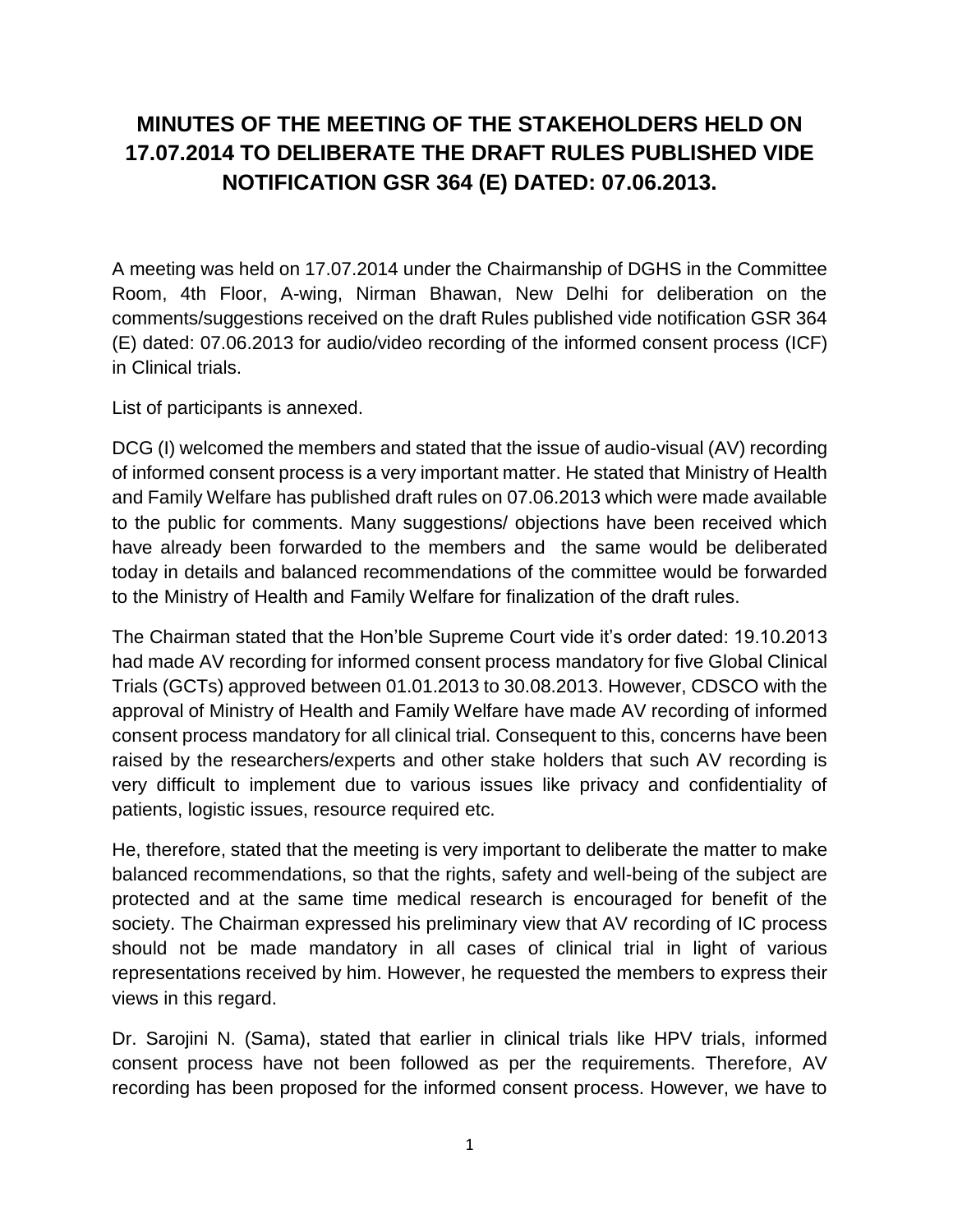# MINUTES OF THE MEETING OF THE STAKEHOLDERS HELD ON 17.07.2014 TO DELIBERATE THE DRAFT RULES PUBLISHED VIDE NOTIFICATION GSR 364 (E) DATED: 07.06.2013.

A meeting was held on 17.07.2014 under the Chairmanship of DGHS in the Committee Room, 4th Floor, A-wing, Nirman Bhawan, New Delhi for deliberation on the comments/suggestions received on the draft Rules published vide notification GSR 364 (E) dated: 07.06.2013 for audio/video recording of the informed consent process (ICF) in Clinical trials.

List of participants is annexed.

DCG (I) welcomed the members and stated that the issue of audio-visual (AV) recording of informed consent process is a very important matter. He stated that Ministry of Health and Family Welfare has published draft rules on 07.06.2013 which were made available to the public for comments. Many suggestions/ objections have been received which have already been forwarded to the members and the same would be deliberated today in details and balanced recommendations of the committee would be forwarded to the Ministry of Health and Family Welfare for finalization of the draft rules.

The Chairman stated that the Hon'ble Supreme Court vide it's order dated: 19.10.2013 had made AV recording for informed consent process mandatory for five Global Clinical Trials (GCTs) approved between 01.01.2013 to 30.08.2013. However, CDSCO with the approval of Ministry of Health and Family Welfare have made AV recording of informed consent process mandatory for all clinical trial. Consequent to this, concerns have been raised by the researchers/experts and other stake holders that such AV recording is very difficult to implement due to various issues like privacy and confidentiality of patients, logistic issues, resource required etc.

He, therefore, stated that the meeting is very important to deliberate the matter to make balanced recommendations, so that the rights, safety and well-being of the subject are protected and at the same time medical research is encouraged for benefit of the society. The Chairman expressed his preliminary view that AV recording of IC process should not be made mandatory in all cases of clinical trial in light of various representations received by him. However, he requested the members to express their views in this regard.

Dr. Sarojini N. (Sama), stated that earlier in clinical trials like HPV trials, informed consent process have not been followed as per the requirements. Therefore, AV recording has been proposed for the informed consent process. However, we have to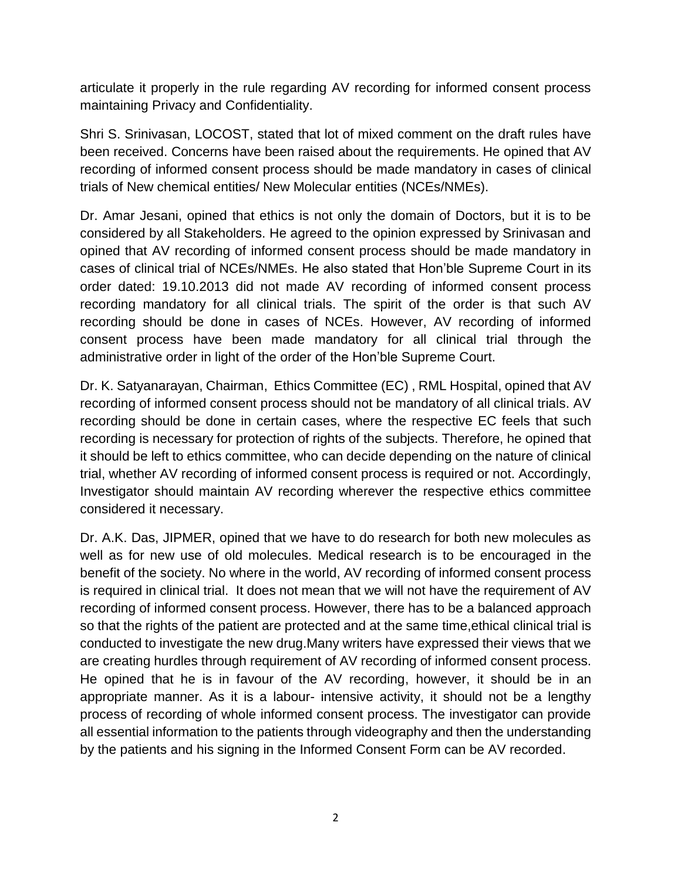articulate it properly in the rule regarding AV recording for informed consent process maintaining Privacy and Confidentiality.

Shri S. Srinivasan, LOCOST, stated that lot of mixed comment on the draft rules have been received. Concerns have been raised about the requirements. He opined that AV recording of informed consent process should be made mandatory in cases of clinical trials of New chemical entities/ New Molecular entities (NCEs/NMEs).

Dr. Amar Jesani, opined that ethics is not only the domain of Doctors, but it is to be considered by all Stakeholders. He agreed to the opinion expressed by Srinivasan and opined that AV recording of informed consent process should be made mandatory in cases of clinical trial of NCEs/NMEs. He also stated that Hon'ble Supreme Court in its order dated: 19.10.2013 did not made AV recording of informed consent process recording mandatory for all clinical trials. The spirit of the order is that such AV recording should be done in cases of NCEs. However, AV recording of informed consent process have been made mandatory for all clinical trial through the administrative order in light of the order of the Hon'ble Supreme Court.

Dr. K. Satyanarayan, Chairman, Ethics Committee (EC) , RML Hospital, opined that AV recording of informed consent process should not be mandatory of all clinical trials. AV recording should be done in certain cases, where the respective EC feels that such recording is necessary for protection of rights of the subjects. Therefore, he opined that it should be left to ethics committee, who can decide depending on the nature of clinical trial, whether AV recording of informed consent process is required or not. Accordingly, Investigator should maintain AV recording wherever the respective ethics committee considered it necessary.

Dr. A.K. Das, JIPMER, opined that we have to do research for both new molecules as well as for new use of old molecules. Medical research is to be encouraged in the benefit of the society. No where in the world, AV recording of informed consent process is required in clinical trial. It does not mean that we will not have the requirement of AV recording of informed consent process. However, there has to be a balanced approach so that the rights of the patient are protected and at the same time,ethical clinical trial is conducted to investigate the new drug.Many writers have expressed their views that we are creating hurdles through requirement of AV recording of informed consent process. He opined that he is in favour of the AV recording, however, it should be in an appropriate manner. As it is a labour- intensive activity, it should not be a lengthy process of recording of whole informed consent process. The investigator can provide all essential information to the patients through videography and then the understanding by the patients and his signing in the Informed Consent Form can be AV recorded.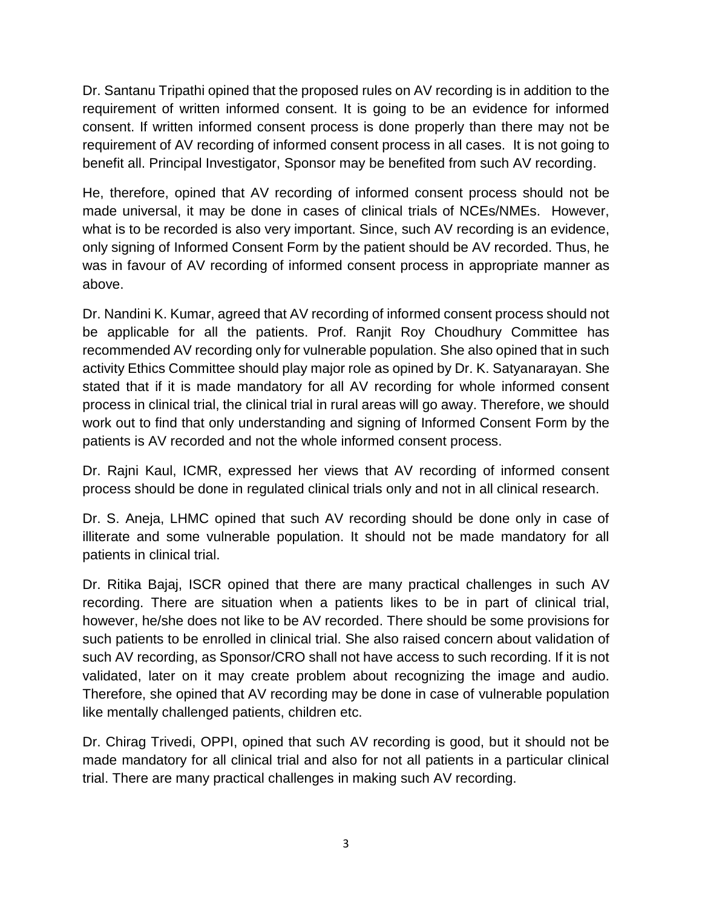Dr. Santanu Tripathi opined that the proposed rules on AV recording is in addition to the requirement of written informed consent. It is going to be an evidence for informed consent. If written informed consent process is done properly than there may not be requirement of AV recording of informed consent process in all cases. It is not going to benefit all. Principal Investigator, Sponsor may be benefited from such AV recording.

He, therefore, opined that AV recording of informed consent process should not be made universal, it may be done in cases of clinical trials of NCEs/NMEs. However, what is to be recorded is also very important. Since, such AV recording is an evidence, only signing of Informed Consent Form by the patient should be AV recorded. Thus, he was in favour of AV recording of informed consent process in appropriate manner as above.

Dr. Nandini K. Kumar, agreed that AV recording of informed consent process should not be applicable for all the patients. Prof. Ranjit Roy Choudhury Committee has recommended AV recording only for vulnerable population. She also opined that in such activity Ethics Committee should play major role as opined by Dr. K. Satyanarayan. She stated that if it is made mandatory for all AV recording for whole informed consent process in clinical trial, the clinical trial in rural areas will go away. Therefore, we should work out to find that only understanding and signing of Informed Consent Form by the patients is AV recorded and not the whole informed consent process.

Dr. Rajni Kaul, ICMR, expressed her views that AV recording of informed consent process should be done in regulated clinical trials only and not in all clinical research.

Dr. S. Aneja, LHMC opined that such AV recording should be done only in case of illiterate and some vulnerable population. It should not be made mandatory for all patients in clinical trial.

Dr. Ritika Bajaj, ISCR opined that there are many practical challenges in such AV recording. There are situation when a patients likes to be in part of clinical trial, however, he/she does not like to be AV recorded. There should be some provisions for such patients to be enrolled in clinical trial. She also raised concern about validation of such AV recording, as Sponsor/CRO shall not have access to such recording. If it is not validated, later on it may create problem about recognizing the image and audio. Therefore, she opined that AV recording may be done in case of vulnerable population like mentally challenged patients, children etc.

Dr. Chirag Trivedi, OPPI, opined that such AV recording is good, but it should not be made mandatory for all clinical trial and also for not all patients in a particular clinical trial. There are many practical challenges in making such AV recording.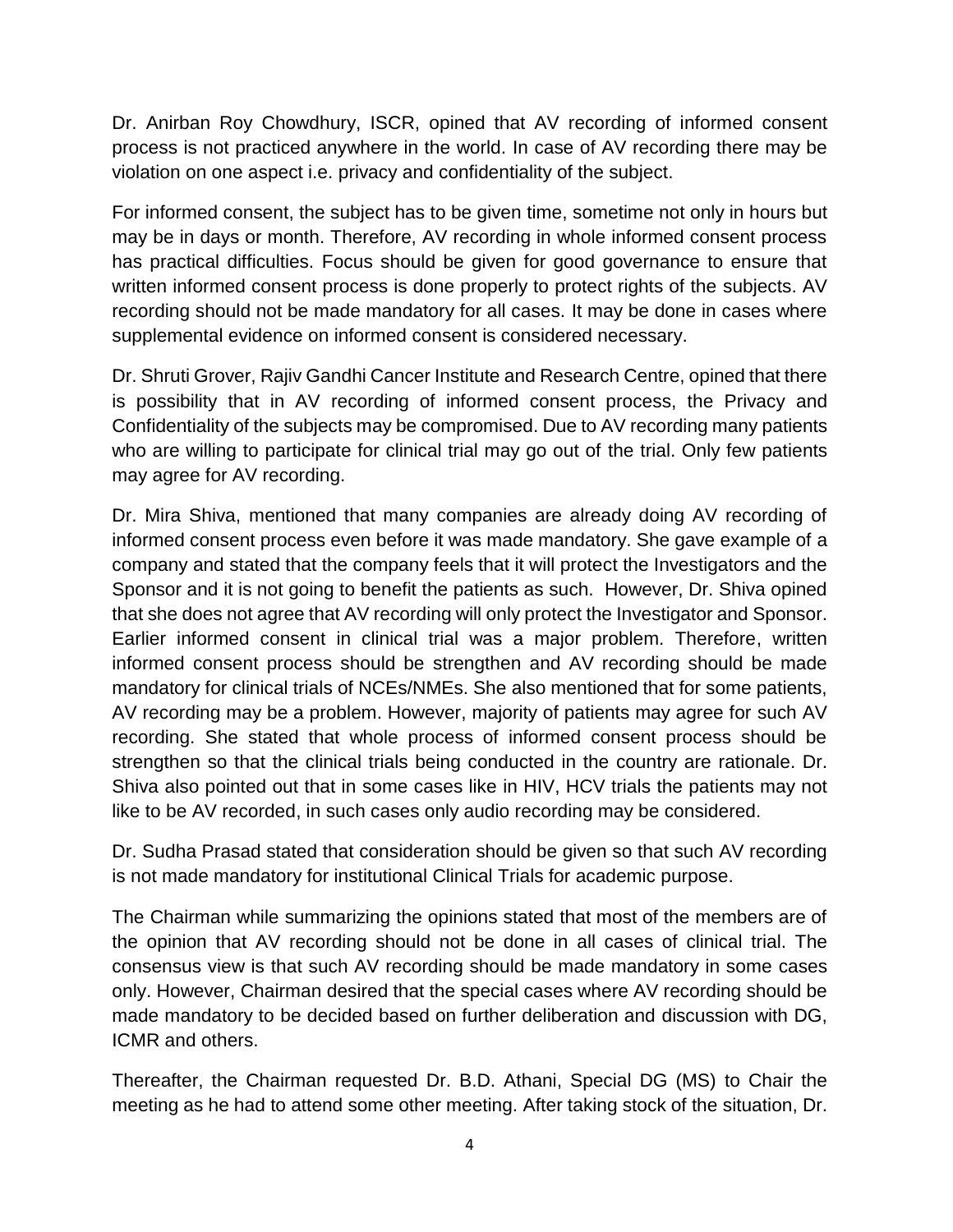Dr. Anirban Roy Chowdhury, ISCR, opined that AV recording of informed consent process is not practiced anywhere in the world. In case of AV recording there may be violation on one aspect i.e. privacy and confidentiality of the subject.

For informed consent, the subject has to be given time, sometime not only in hours but may be in days or month. Therefore, AV recording in whole informed consent process has practical difficulties. Focus should be given for good governance to ensure that written informed consent process is done properly to protect rights of the subjects. AV recording should not be made mandatory for all cases. It may be done in cases where supplemental evidence on informed consent is considered necessary.

Dr. Shruti Grover, Rajiv Gandhi Cancer Institute and Research Centre, opined that there is possibility that in AV recording of informed consent process, the Privacy and Confidentiality of the subjects may be compromised. Due to AV recording many patients who are willing to participate for clinical trial may go out of the trial. Only few patients may agree for AV recording.

Dr. Mira Shiva, mentioned that many companies are already doing AV recording of informed consent process even before it was made mandatory. She gave example of a company and stated that the company feels that it will protect the Investigators and the Sponsor and it is not going to benefit the patients as such. However, Dr. Shiva opined that she does not agree that AV recording will only protect the Investigator and Sponsor. Earlier informed consent in clinical trial was a major problem. Therefore, written informed consent process should be strengthen and AV recording should be made mandatory for clinical trials of NCEs/NMEs. She also mentioned that for some patients, AV recording may be a problem. However, majority of patients may agree for such AV recording. She stated that whole process of informed consent process should be strengthen so that the clinical trials being conducted in the country are rationale. Dr. Shiva also pointed out that in some cases like in HIV, HCV trials the patients may not like to be AV recorded, in such cases only audio recording may be considered.

Dr. Sudha Prasad stated that consideration should be given so that such AV recording is not made mandatory for institutional Clinical Trials for academic purpose.

The Chairman while summarizing the opinions stated that most of the members are of the opinion that AV recording should not be done in all cases of clinical trial. The consensus view is that such AV recording should be made mandatory in some cases only. However, Chairman desired that the special cases where AV recording should be made mandatory to be decided based on further deliberation and discussion with DG, ICMR and others.

Thereafter, the Chairman requested Dr. B.D. Athani, Special DG (MS) to Chair the meeting as he had to attend some other meeting. After taking stock of the situation, Dr.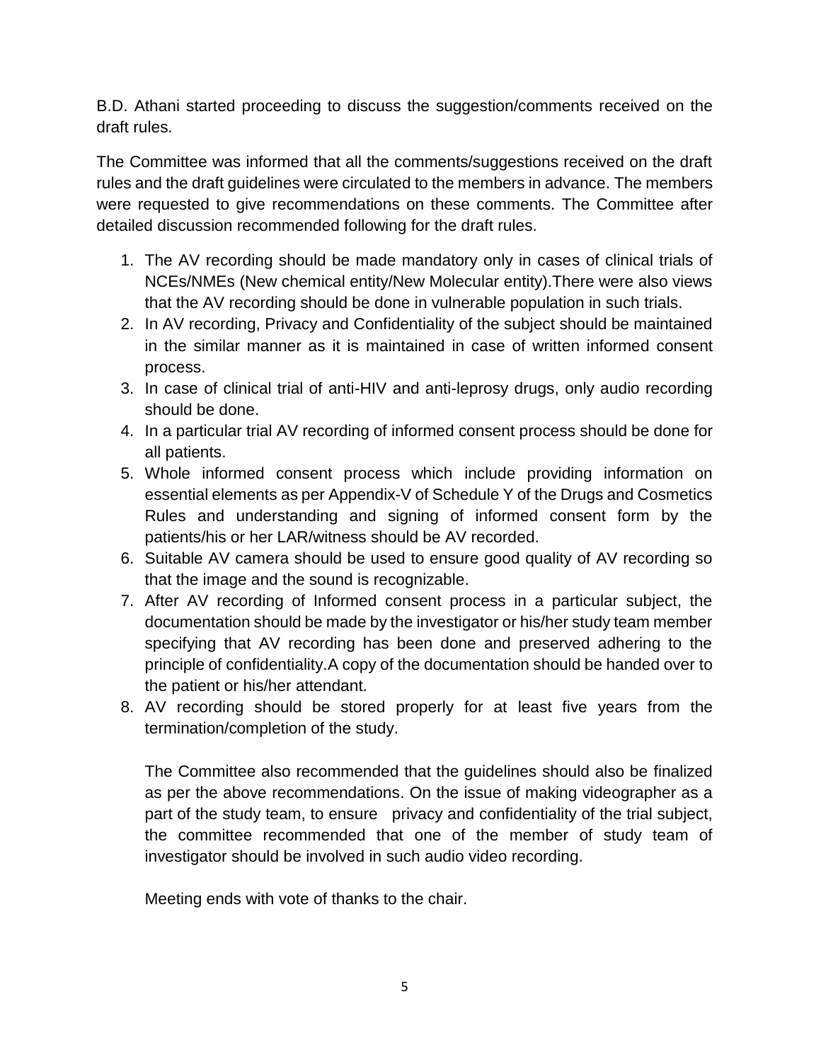B.D. Athani started proceeding to discuss the suggestion/comments received on the draft rules.

The Committee was informed that all the comments/suggestions received on the draft rules and the draft guidelines were circulated to the members in advance. The members were requested to give recommendations on these comments. The Committee after detailed discussion recommended following for the draft rules.

1. The AV recording should be made mandatory only in cases of clinical trials of NCEs/NMEs (New chemical entity/New Molecular entity).There were also views that the AV recording should be done in vulnerable population in such trials.
2. In AV recording, Privacy and Confidentiality of the subject should be maintained in the similar manner as it is maintained in case of written informed consent process.
3. In case of clinical trial of anti-HIV and anti-leprosy drugs, only audio recording should be done.
4. In a particular trial AV recording of informed consent process should be done for all patients.
5. Whole informed consent process which include providing information on essential elements as per Appendix-V of Schedule Y of the Drugs and Cosmetics Rules and understanding and signing of informed consent form by the patients/his or her LAR/witness should be AV recorded.
6. Suitable AV camera should be used to ensure good quality of AV recording so that the image and the sound is recognizable.
7. After AV recording of Informed consent process in a particular subject, the documentation should be made by the investigator or his/her study team member specifying that AV recording has been done and preserved adhering to the principle of confidentiality.A copy of the documentation should be handed over to the patient or his/her attendant.
8. AV recording should be stored properly for at least five years from the termination/completion of the study.

   The Committee also recommended that the guidelines should also be finalized as per the above recommendations. On the issue of making videographer as a part of the study team, to ensure privacy and confidentiality of the trial subject, the committee recommended that one of the member of study team of investigator should be involved in such audio video recording.

   Meeting ends with vote of thanks to the chair.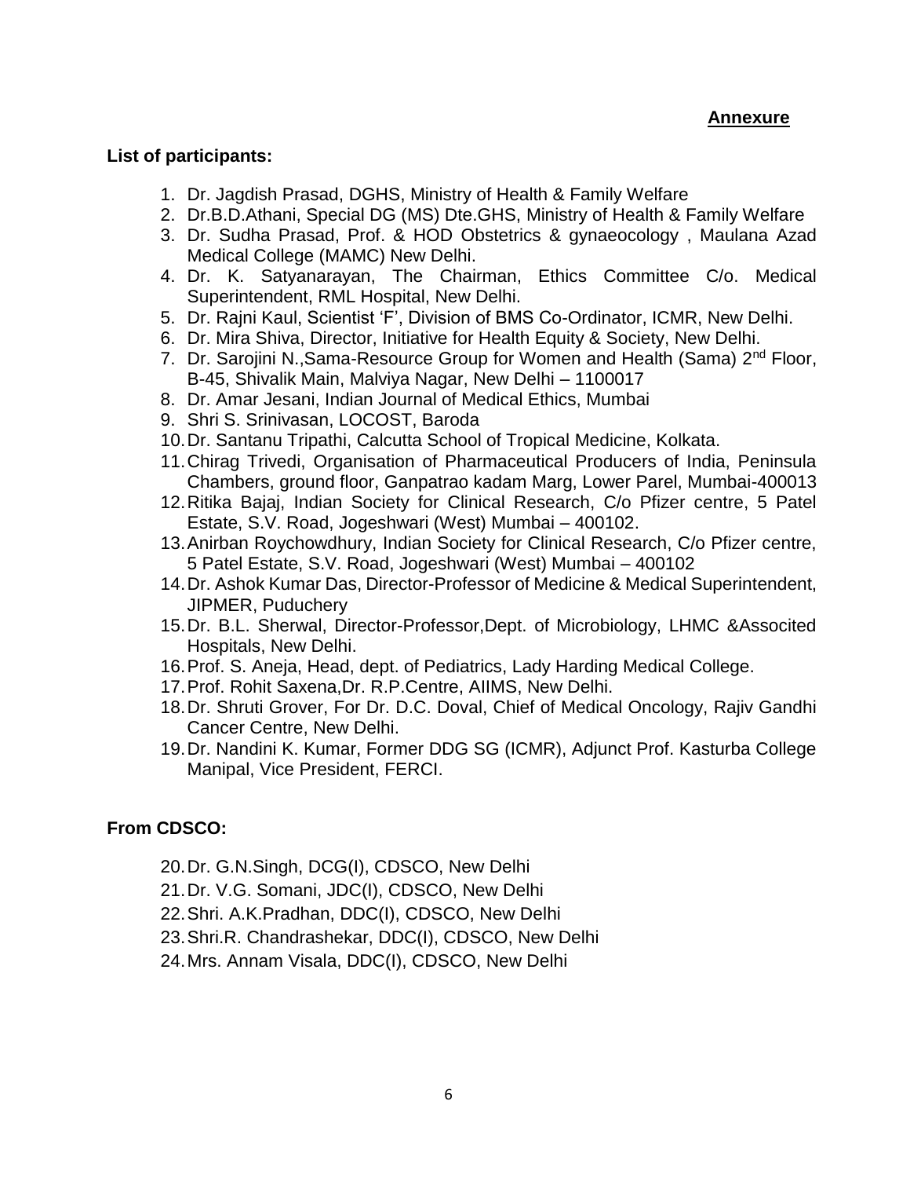**Annexure**

**List of participants:**

1. Dr. Jagdish Prasad, DGHS, Ministry of Health & Family Welfare
2. Dr.B.D.Athani, Special DG (MS) Dte.GHS, Ministry of Health & Family Welfare
3. Dr. Sudha Prasad, Prof. & HOD Obstetrics & gynaeocology , Maulana Azad Medical College (MAMC) New Delhi.
4. Dr. K. Satyanarayan, The Chairman, Ethics Committee C/o. Medical Superintendent, RML Hospital, New Delhi.
5. Dr. Rajni Kaul, Scientist 'F', Division of BMS Co-Ordinator, ICMR, New Delhi.
6. Dr. Mira Shiva, Director, Initiative for Health Equity & Society, New Delhi.
7. Dr. Sarojini N.,Sama-Resource Group for Women and Health (Sama) 2nd Floor, B-45, Shivalik Main, Malviya Nagar, New Delhi – 1100017
8. Dr. Amar Jesani, Indian Journal of Medical Ethics, Mumbai
9. Shri S. Srinivasan, LOCOST, Baroda
10. Dr. Santanu Tripathi, Calcutta School of Tropical Medicine, Kolkata.
11. Chirag Trivedi, Organisation of Pharmaceutical Producers of India, Peninsula Chambers, ground floor, Ganpatrao kadam Marg, Lower Parel, Mumbai-400013
12. Ritika Bajaj, Indian Society for Clinical Research, C/o Pfizer centre, 5 Patel Estate, S.V. Road, Jogeshwari (West) Mumbai – 400102.
13. Anirban Roychowdhury, Indian Society for Clinical Research, C/o Pfizer centre, 5 Patel Estate, S.V. Road, Jogeshwari (West) Mumbai – 400102
14. Dr. Ashok Kumar Das, Director-Professor of Medicine & Medical Superintendent, JIPMER, Puduchery
15. Dr. B.L. Sherwal, Director-Professor,Dept. of Microbiology, LHMC &Associted Hospitals, New Delhi.
16. Prof. S. Aneja, Head, dept. of Pediatrics, Lady Harding Medical College.
17. Prof. Rohit Saxena,Dr. R.P.Centre, AIIMS, New Delhi.
18. Dr. Shruti Grover, For Dr. D.C. Doval, Chief of Medical Oncology, Rajiv Gandhi Cancer Centre, New Delhi.
19. Dr. Nandini K. Kumar, Former DDG SG (ICMR), Adjunct Prof. Kasturba College Manipal, Vice President, FERCI.

**From CDSCO:**

20. Dr. G.N.Singh, DCG(I), CDSCO, New Delhi
21. Dr. V.G. Somani, JDC(I), CDSCO, New Delhi
22. Shri. A.K.Pradhan, DDC(I), CDSCO, New Delhi
23. Shri.R. Chandrashekar, DDC(I), CDSCO, New Delhi
24. Mrs. Annam Visala, DDC(I), CDSCO, New Delhi